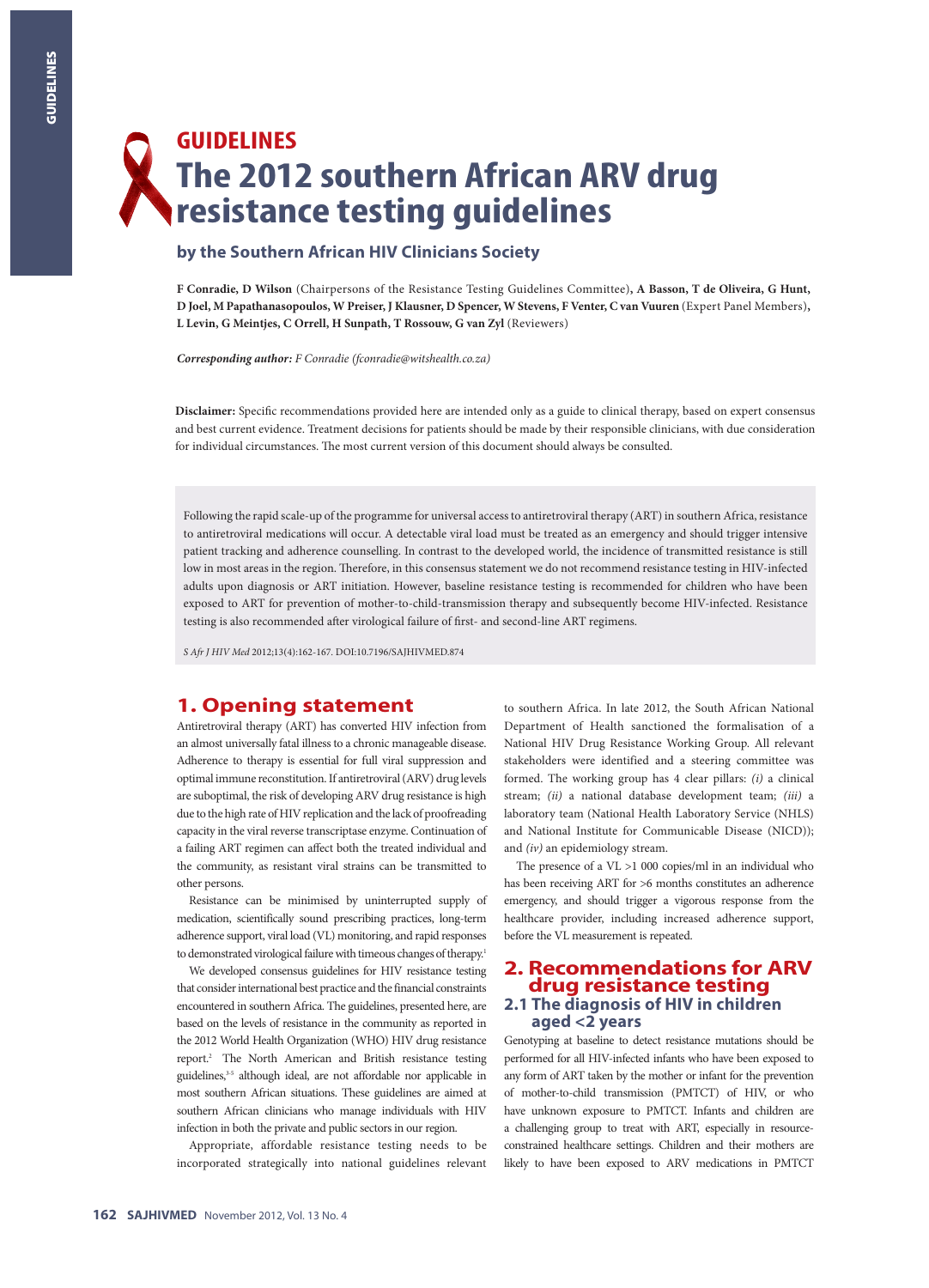GUIDELINES

# The 2012 southern African ARV drug resistance testing guidelines

**by the Southern African HIV Clinicians Society**

**F Conradie, D Wilson** (Chairpersons of the Resistance Testing Guidelines Committee)**, A Basson, T de Oliveira, G Hunt, D Joel, M Papathanasopoulos, W Preiser, J Klausner, D Spencer, W Stevens, F Venter, C van Vuuren** (Expert Panel Members)**, L Levin, G Meintjes, C Orrell, H Sunpath, T Rossouw, G van Zyl** (Reviewers)

***Corresponding author:*** *F Conradie (fconradie@witshealth.co.za)*

**Disclaimer:** Specific recommendations provided here are intended only as a guide to clinical therapy, based on expert consensus and best current evidence. Treatment decisions for patients should be made by their responsible clinicians, with due consideration for individual circumstances. The most current version of this document should always be consulted.

Following the rapid scale-up of the programme for universal access to antiretroviral therapy (ART) in southern Africa, resistance to antiretroviral medications will occur. A detectable viral load must be treated as an emergency and should trigger intensive patient tracking and adherence counselling. In contrast to the developed world, the incidence of transmitted resistance is still low in most areas in the region. Therefore, in this consensus statement we do not recommend resistance testing in HIV-infected adults upon diagnosis or ART initiation. However, baseline resistance testing is recommended for children who have been exposed to ART for prevention of mother-to-child-transmission therapy and subsequently become HIV-infected. Resistance testing is also recommended after virological failure of first- and second-line ART regimens.

*S Afr J HIV Med* 2012;13(4):162-167. DOI:10.7196/SAJHIVMED.874

## 1. Opening statement

Antiretroviral therapy (ART) has converted HIV infection from an almost universally fatal illness to a chronic manageable disease. Adherence to therapy is essential for full viral suppression and optimal immune reconstitution. If antiretroviral (ARV) drug levels are suboptimal, the risk of developing ARV drug resistance is high due to the high rate of HIV replication and the lack of proofreading capacity in the viral reverse transcriptase enzyme. Continuation of a failing ART regimen can affect both the treated individual and the community, as resistant viral strains can be transmitted to other persons.

Resistance can be minimised by uninterrupted supply of medication, scientifically sound prescribing practices, long-term adherence support, viral load (VL) monitoring, and rapid responses to demonstrated virological failure with timeous changes of therapy.[1]

We developed consensus guidelines for HIV resistance testing that consider international best practice and the financial constraints encountered in southern Africa. The guidelines, presented here, are based on the levels of resistance in the community as reported in the 2012 World Health Organization (WHO) HIV drug resistance report.[2] The North American and British resistance testing guidelines,[3-5] although ideal, are not affordable nor applicable in most southern African situations. These guidelines are aimed at southern African clinicians who manage individuals with HIV infection in both the private and public sectors in our region.

Appropriate, affordable resistance testing needs to be incorporated strategically into national guidelines relevant to southern Africa. In late 2012, the South African National Department of Health sanctioned the formalisation of a National HIV Drug Resistance Working Group. All relevant stakeholders were identified and a steering committee was formed. The working group has 4 clear pillars: *(i)* a clinical stream; *(ii)* a national database development team; *(iii)* a laboratory team (National Health Laboratory Service (NHLS) and National Institute for Communicable Disease (NICD)); and *(iv)* an epidemiology stream.

The presence of a VL >1 000 copies/ml in an individual who has been receiving ART for >6 months constitutes an adherence emergency, and should trigger a vigorous response from the healthcare provider, including increased adherence support, before the VL measurement is repeated.

## 2. Recommendations for ARV drug resistance testing

### 2.1 The diagnosis of HIV in children aged <2 years

Genotyping at baseline to detect resistance mutations should be performed for all HIV-infected infants who have been exposed to any form of ART taken by the mother or infant for the prevention of mother-to-child transmission (PMTCT) of HIV, or who have unknown exposure to PMTCT. Infants and children are a challenging group to treat with ART, especially in resource-constrained healthcare settings. Children and their mothers are likely to have been exposed to ARV medications in PMTCT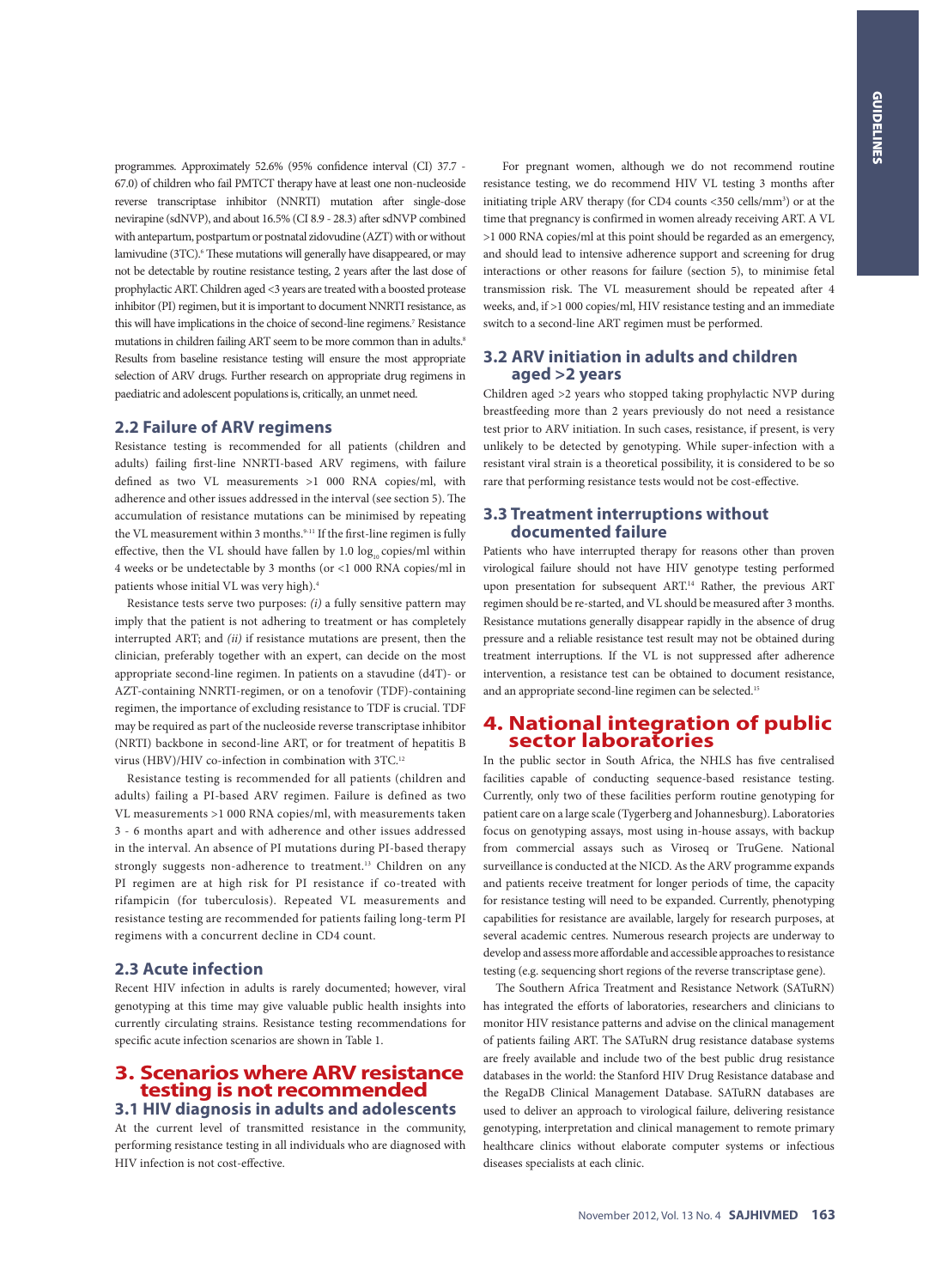programmes. Approximately 52.6% (95% confidence interval (CI) 37.7 - 67.0) of children who fail PMTCT therapy have at least one non-nucleoside reverse transcriptase inhibitor (NNRTI) mutation after single-dose nevirapine (sdNVP), and about 16.5% (CI 8.9 - 28.3) after sdNVP combined with antepartum, postpartum or postnatal zidovudine (AZT) with or without lamivudine (3TC).[6] These mutations will generally have disappeared, or may not be detectable by routine resistance testing, 2 years after the last dose of prophylactic ART. Children aged <3 years are treated with a boosted protease inhibitor (PI) regimen, but it is important to document NNRTI resistance, as this will have implications in the choice of second-line regimens.[7] Resistance mutations in children failing ART seem to be more common than in adults.[8] Results from baseline resistance testing will ensure the most appropriate selection of ARV drugs. Further research on appropriate drug regimens in paediatric and adolescent populations is, critically, an unmet need.

## 2.2 Failure of ARV regimens

Resistance testing is recommended for all patients (children and adults) failing first-line NNRTI-based ARV regimens, with failure defined as two VL measurements >1 000 RNA copies/ml, with adherence and other issues addressed in the interval (see section 5). The accumulation of resistance mutations can be minimised by repeating the VL measurement within 3 months.[9-11] If the first-line regimen is fully effective, then the VL should have fallen by 1.0 $\log_{10}$ copies/ml within 4 weeks or be undetectable by 3 months (or <1 000 RNA copies/ml in patients whose initial VL was very high).[4]

Resistance tests serve two purposes: *(i)* a fully sensitive pattern may imply that the patient is not adhering to treatment or has completely interrupted ART; and *(ii)* if resistance mutations are present, then the clinician, preferably together with an expert, can decide on the most appropriate second-line regimen. In patients on a stavudine (d4T)- or AZT-containing NNRTI-regimen, or on a tenofovir (TDF)-containing regimen, the importance of excluding resistance to TDF is crucial. TDF may be required as part of the nucleoside reverse transcriptase inhibitor (NRTI) backbone in second-line ART, or for treatment of hepatitis B virus (HBV)/HIV co-infection in combination with 3TC.[12]

Resistance testing is recommended for all patients (children and adults) failing a PI-based ARV regimen. Failure is defined as two VL measurements >1 000 RNA copies/ml, with measurements taken 3 - 6 months apart and with adherence and other issues addressed in the interval. An absence of PI mutations during PI-based therapy strongly suggests non-adherence to treatment.[13] Children on any PI regimen are at high risk for PI resistance if co-treated with rifampicin (for tuberculosis). Repeated VL measurements and resistance testing are recommended for patients failing long-term PI regimens with a concurrent decline in CD4 count.

## 2.3 Acute infection

Recent HIV infection in adults is rarely documented; however, viral genotyping at this time may give valuable public health insights into currently circulating strains. Resistance testing recommendations for specific acute infection scenarios are shown in Table 1.

# 3. Scenarios where ARV resistance testing is not recommended

## 3.1 HIV diagnosis in adults and adolescents

At the current level of transmitted resistance in the community, performing resistance testing in all individuals who are diagnosed with HIV infection is not cost-effective.

For pregnant women, although we do not recommend routine resistance testing, we do recommend HIV VL testing 3 months after initiating triple ARV therapy (for CD4 counts <350 cells/mm[3]) or at the time that pregnancy is confirmed in women already receiving ART. A VL >1 000 RNA copies/ml at this point should be regarded as an emergency, and should lead to intensive adherence support and screening for drug interactions or other reasons for failure (section 5), to minimise fetal transmission risk. The VL measurement should be repeated after 4 weeks, and, if >1 000 copies/ml, HIV resistance testing and an immediate switch to a second-line ART regimen must be performed.

## 3.2 ARV initiation in adults and children aged >2 years

Children aged >2 years who stopped taking prophylactic NVP during breastfeeding more than 2 years previously do not need a resistance test prior to ARV initiation. In such cases, resistance, if present, is very unlikely to be detected by genotyping. While super-infection with a resistant viral strain is a theoretical possibility, it is considered to be so rare that performing resistance tests would not be cost-effective.

## 3.3 Treatment interruptions without documented failure

Patients who have interrupted therapy for reasons other than proven virological failure should not have HIV genotype testing performed upon presentation for subsequent ART.[14] Rather, the previous ART regimen should be re-started, and VL should be measured after 3 months. Resistance mutations generally disappear rapidly in the absence of drug pressure and a reliable resistance test result may not be obtained during treatment interruptions. If the VL is not suppressed after adherence intervention, a resistance test can be obtained to document resistance, and an appropriate second-line regimen can be selected.[15]

# 4. National integration of public sector laboratories

In the public sector in South Africa, the NHLS has five centralised facilities capable of conducting sequence-based resistance testing. Currently, only two of these facilities perform routine genotyping for patient care on a large scale (Tygerberg and Johannesburg). Laboratories focus on genotyping assays, most using in-house assays, with backup from commercial assays such as Viroseq or TruGene. National surveillance is conducted at the NICD. As the ARV programme expands and patients receive treatment for longer periods of time, the capacity for resistance testing will need to be expanded. Currently, phenotyping capabilities for resistance are available, largely for research purposes, at several academic centres. Numerous research projects are underway to develop and assess more affordable and accessible approaches to resistance testing (e.g. sequencing short regions of the reverse transcriptase gene).

The Southern Africa Treatment and Resistance Network (SATuRN) has integrated the efforts of laboratories, researchers and clinicians to monitor HIV resistance patterns and advise on the clinical management of patients failing ART. The SATuRN drug resistance database systems are freely available and include two of the best public drug resistance databases in the world: the Stanford HIV Drug Resistance database and the RegaDB Clinical Management Database. SATuRN databases are used to deliver an approach to virological failure, delivering resistance genotyping, interpretation and clinical management to remote primary healthcare clinics without elaborate computer systems or infectious diseases specialists at each clinic.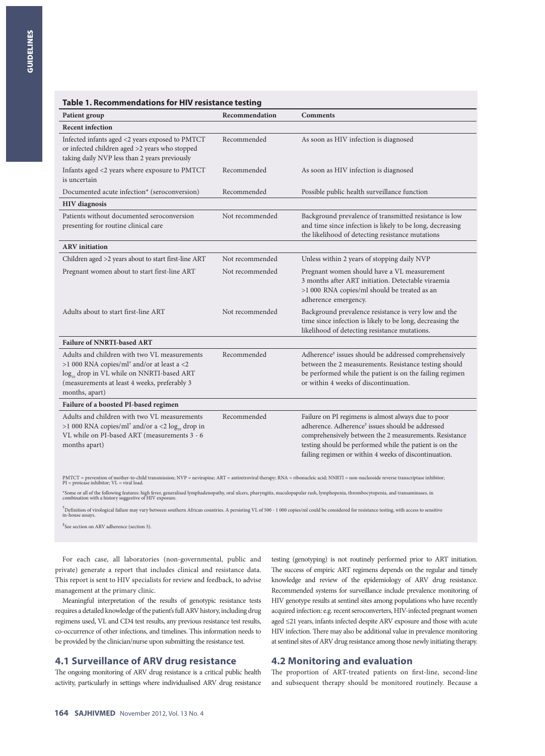**Table 1. Recommendations for HIV resistance testing**

| Patient group | Recommendation | Comments |
|---|---|---|
| **Recent infection** | | |
| Infected infants aged <2 years exposed to PMTCT or infected children aged >2 years who stopped taking daily NVP less than 2 years previously | Recommended | As soon as HIV infection is diagnosed |
| Infants aged <2 years where exposure to PMTCT is uncertain | Recommended | As soon as HIV infection is diagnosed |
| Documented acute infection* (seroconversion) | Recommended | Possible public health surveillance function |
| **HIV diagnosis** | | |
| Patients without documented seroconversion presenting for routine clinical care | Not recommended | Background prevalence of transmitted resistance is low and time since infection is likely to be long, decreasing the likelihood of detecting resistance mutations |
| **ARV initiation** | | |
| Children aged >2 years about to start first-line ART | Not recommended | Unless within 2 years of stopping daily NVP |
| Pregnant women about to start first-line ART | Not recommended | Pregnant women should have a VL measurement 3 months after ART initiation. Detectable viraemia >1 000 RNA copies/ml should be treated as an adherence emergency. |
| Adults about to start first-line ART | Not recommended | Background prevalence resistance is very low and the time since infection is likely to be long, decreasing the likelihood of detecting resistance mutations. |
| **Failure of NNRTI-based ART** | | |
| Adults and children with two VL measurements >1 000 RNA copies/ml[†] and/or at least a <2 $\log_{10}$ drop in VL while on NNRTI-based ART (measurements at least 4 weeks, preferably 3 months, apart) | Recommended | Adherence[‡] issues should be addressed comprehensively between the 2 measurements. Resistance testing should be performed while the patient is on the failing regimen or within 4 weeks of discontinuation. |
| **Failure of a boosted PI-based regimen** | | |
| Adults and children with two VL measurements >1 000 RNA copies/ml[†] and/or a <2 $\log_{10}$ drop in VL while on PI-based ART (measurements 3 - 6 months apart) | Recommended | Failure on PI regimens is almost always due to poor adherence. Adherence[‡] issues should be addressed comprehensively between the 2 measurements. Resistance testing should be performed while the patient is on the failing regimen or within 4 weeks of discontinuation. |

PMTCT = prevention of mother-to-child transmission; NVP = nevirapine; ART = antiretroviral therapy; RNA = ribonucleic acid; NNRTI = non-nucleoside reverse transcriptase inhibitor; PI = protease inhibitor; VL = viral load.

*Some or all of the following features: high fever, generalised lymphadenopathy, oral ulcers, pharyngitis, maculopapular rash, lymphopenia, thrombocytopenia, and transaminases, in combination with a history suggestive of HIV exposure.

[†]Definition of virological failure may vary between southern African countries. A persisting VL of 500 - 1 000 copies/ml could be considered for resistance testing, with access to sensitive in-house assays.

[‡]See section on ARV adherence (section 5).

For each case, all laboratories (non-governmental, public and private) generate a report that includes clinical and resistance data. This report is sent to HIV specialists for review and feedback, to advise management at the primary clinic.

Meaningful interpretation of the results of genotypic resistance tests requires a detailed knowledge of the patient's full ARV history, including drug regimens used, VL and CD4 test results, any previous resistance test results, co-occurrence of other infections, and timelines. This information needs to be provided by the clinician/nurse upon submitting the resistance test.

## 4.1 Surveillance of ARV drug resistance

The ongoing monitoring of ARV drug resistance is a critical public health activity, particularly in settings where individualised ARV drug resistance testing (genotyping) is not routinely performed prior to ART initiation. The success of empiric ART regimens depends on the regular and timely knowledge and review of the epidemiology of ARV drug resistance. Recommended systems for surveillance include prevalence monitoring of HIV genotype results at sentinel sites among populations who have recently acquired infection: e.g. recent seroconverters, HIV-infected pregnant women aged ≤21 years, infants infected despite ARV exposure and those with acute HIV infection. There may also be additional value in prevalence monitoring at sentinel sites of ARV drug resistance among those newly initiating therapy.

## 4.2 Monitoring and evaluation

The proportion of ART-treated patients on first-line, second-line and subsequent therapy should be monitored routinely. Because a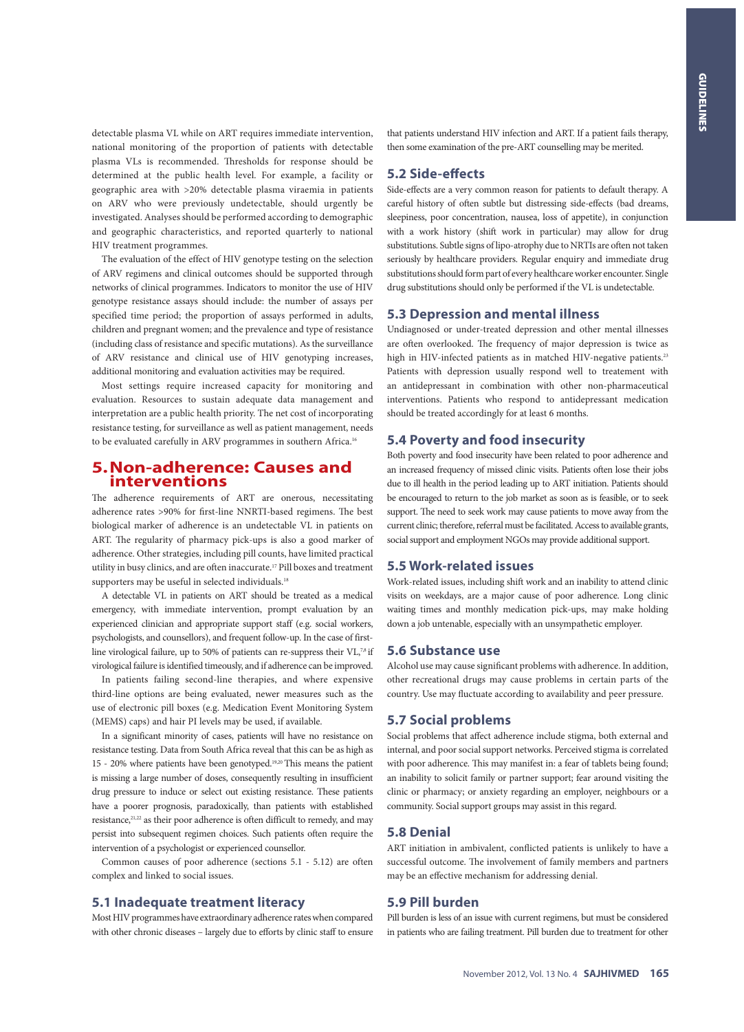detectable plasma VL while on ART requires immediate intervention, national monitoring of the proportion of patients with detectable plasma VLs is recommended. Thresholds for response should be determined at the public health level. For example, a facility or geographic area with >20% detectable plasma viraemia in patients on ARV who were previously undetectable, should urgently be investigated. Analyses should be performed according to demographic and geographic characteristics, and reported quarterly to national HIV treatment programmes.

The evaluation of the effect of HIV genotype testing on the selection of ARV regimens and clinical outcomes should be supported through networks of clinical programmes. Indicators to monitor the use of HIV genotype resistance assays should include: the number of assays per specified time period; the proportion of assays performed in adults, children and pregnant women; and the prevalence and type of resistance (including class of resistance and specific mutations). As the surveillance of ARV resistance and clinical use of HIV genotyping increases, additional monitoring and evaluation activities may be required.

Most settings require increased capacity for monitoring and evaluation. Resources to sustain adequate data management and interpretation are a public health priority. The net cost of incorporating resistance testing, for surveillance as well as patient management, needs to be evaluated carefully in ARV programmes in southern Africa.[16]

# 5. Non-adherence: Causes and interventions

The adherence requirements of ART are onerous, necessitating adherence rates >90% for first-line NNRTI-based regimens. The best biological marker of adherence is an undetectable VL in patients on ART. The regularity of pharmacy pick-ups is also a good marker of adherence. Other strategies, including pill counts, have limited practical utility in busy clinics, and are often inaccurate.[17] Pill boxes and treatment supporters may be useful in selected individuals.[18]

A detectable VL in patients on ART should be treated as a medical emergency, with immediate intervention, prompt evaluation by an experienced clinician and appropriate support staff (e.g. social workers, psychologists, and counsellors), and frequent follow-up. In the case of first-line virological failure, up to 50% of patients can re-suppress their VL,[7,8] if virological failure is identified timeously, and if adherence can be improved.

In patients failing second-line therapies, and where expensive third-line options are being evaluated, newer measures such as the use of electronic pill boxes (e.g. Medication Event Monitoring System (MEMS) caps) and hair PI levels may be used, if available.

In a significant minority of cases, patients will have no resistance on resistance testing. Data from South Africa reveal that this can be as high as 15 - 20% where patients have been genotyped.[19,20] This means the patient is missing a large number of doses, consequently resulting in insufficient drug pressure to induce or select out existing resistance. These patients have a poorer prognosis, paradoxically, than patients with established resistance,[21,22] as their poor adherence is often difficult to remedy, and may persist into subsequent regimen choices. Such patients often require the intervention of a psychologist or experienced counsellor.

Common causes of poor adherence (sections 5.1 - 5.12) are often complex and linked to social issues.

## 5.1 Inadequate treatment literacy

Most HIV programmes have extraordinary adherence rates when compared with other chronic diseases – largely due to efforts by clinic staff to ensure that patients understand HIV infection and ART. If a patient fails therapy, then some examination of the pre-ART counselling may be merited.

## 5.2 Side-effects

Side-effects are a very common reason for patients to default therapy. A careful history of often subtle but distressing side-effects (bad dreams, sleepiness, poor concentration, nausea, loss of appetite), in conjunction with a work history (shift work in particular) may allow for drug substitutions. Subtle signs of lipo-atrophy due to NRTIs are often not taken seriously by healthcare providers. Regular enquiry and immediate drug substitutions should form part of every healthcare worker encounter. Single drug substitutions should only be performed if the VL is undetectable.

## 5.3 Depression and mental illness

Undiagnosed or under-treated depression and other mental illnesses are often overlooked. The frequency of major depression is twice as high in HIV-infected patients as in matched HIV-negative patients.[23] Patients with depression usually respond well to treatement with an antidepressant in combination with other non-pharmaceutical interventions. Patients who respond to antidepressant medication should be treated accordingly for at least 6 months.

## 5.4 Poverty and food insecurity

Both poverty and food insecurity have been related to poor adherence and an increased frequency of missed clinic visits. Patients often lose their jobs due to ill health in the period leading up to ART initiation. Patients should be encouraged to return to the job market as soon as is feasible, or to seek support. The need to seek work may cause patients to move away from the current clinic; therefore, referral must be facilitated. Access to available grants, social support and employment NGOs may provide additional support.

## 5.5 Work-related issues

Work-related issues, including shift work and an inability to attend clinic visits on weekdays, are a major cause of poor adherence. Long clinic waiting times and monthly medication pick-ups, may make holding down a job untenable, especially with an unsympathetic employer.

## 5.6 Substance use

Alcohol use may cause significant problems with adherence. In addition, other recreational drugs may cause problems in certain parts of the country. Use may fluctuate according to availability and peer pressure.

## 5.7 Social problems

Social problems that affect adherence include stigma, both external and internal, and poor social support networks. Perceived stigma is correlated with poor adherence. This may manifest in: a fear of tablets being found; an inability to solicit family or partner support; fear around visiting the clinic or pharmacy; or anxiety regarding an employer, neighbours or a community. Social support groups may assist in this regard.

## 5.8 Denial

ART initiation in ambivalent, conflicted patients is unlikely to have a successful outcome. The involvement of family members and partners may be an effective mechanism for addressing denial.

## 5.9 Pill burden

Pill burden is less of an issue with current regimens, but must be considered in patients who are failing treatment. Pill burden due to treatment for other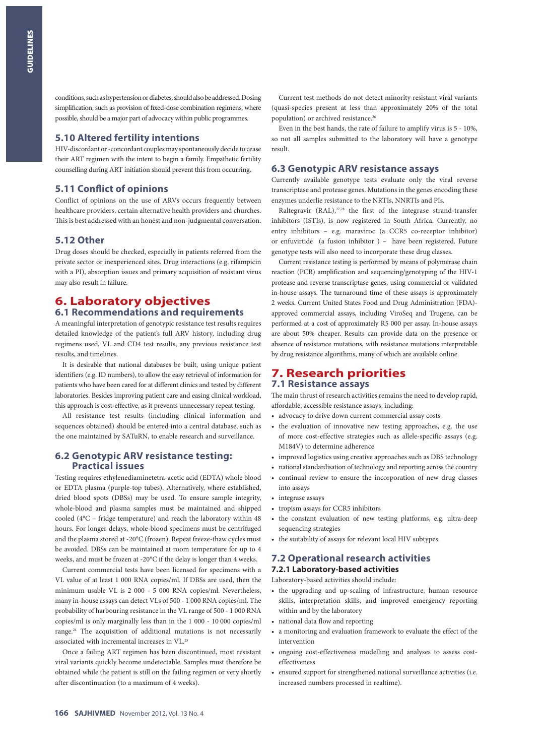conditions, such as hypertension or diabetes, should also be addressed. Dosing simplification, such as provision of fixed-dose combination regimens, where possible, should be a major part of advocacy within public programmes.

### 5.10 Altered fertility intentions

HIV-discordant or -concordant couples may spontaneously decide to cease their ART regimen with the intent to begin a family. Empathetic fertility counselling during ART initiation should prevent this from occurring.

### 5.11 Conflict of opinions

Conflict of opinions on the use of ARVs occurs frequently between healthcare providers, certain alternative health providers and churches. This is best addressed with an honest and non-judgmental conversation.

### 5.12 Other

Drug doses should be checked, especially in patients referred from the private sector or inexperienced sites. Drug interactions (e.g. rifampicin with a PI), absorption issues and primary acquisition of resistant virus may also result in failure.

## 6. Laboratory objectives

### 6.1 Recommendations and requirements

A meaningful interpretation of genotypic resistance test results requires detailed knowledge of the patient's full ARV history, including drug regimens used, VL and CD4 test results, any previous resistance test results, and timelines.

It is desirable that national databases be built, using unique patient identifiers (e.g. ID numbers), to allow the easy retrieval of information for patients who have been cared for at different clinics and tested by different laboratories. Besides improving patient care and easing clinical workload, this approach is cost-effective, as it prevents unnecessary repeat testing.

All resistance test results (including clinical information and sequences obtained) should be entered into a central database, such as the one maintained by SATuRN, to enable research and surveillance.

### 6.2 Genotypic ARV resistance testing: Practical issues

Testing requires ethylenediaminetetra-acetic acid (EDTA) whole blood or EDTA plasma (purple-top tubes). Alternatively, where established, dried blood spots (DBSs) may be used. To ensure sample integrity, whole-blood and plasma samples must be maintained and shipped cooled (4°C – fridge temperature) and reach the laboratory within 48 hours. For longer delays, whole-blood specimens must be centrifuged and the plasma stored at -20°C (frozen). Repeat freeze-thaw cycles must be avoided. DBSs can be maintained at room temperature for up to 4 weeks, and must be frozen at -20°C if the delay is longer than 4 weeks.

Current commercial tests have been licensed for specimens with a VL value of at least 1 000 RNA copies/ml. If DBSs are used, then the minimum usable VL is 2 000 - 5 000 RNA copies/ml. Nevertheless, many in-house assays can detect VLs of 500 - 1 000 RNA copies/ml. The probability of harbouring resistance in the VL range of 500 - 1 000 RNA copies/ml is only marginally less than in the 1 000 - 10 000 copies/ml range.[24] The acquisition of additional mutations is not necessarily associated with incremental increases in VL.[25]

Once a failing ART regimen has been discontinued, most resistant viral variants quickly become undetectable. Samples must therefore be obtained while the patient is still on the failing regimen or very shortly after discontinuation (to a maximum of 4 weeks).

Current test methods do not detect minority resistant viral variants (quasi-species present at less than approximately 20% of the total population) or archived resistance.[26]

Even in the best hands, the rate of failure to amplify virus is 5 - 10%, so not all samples submitted to the laboratory will have a genotype result.

### 6.3 Genotypic ARV resistance assays

Currently available genotype tests evaluate only the viral reverse transcriptase and protease genes. Mutations in the genes encoding these enzymes underlie resistance to the NRTIs, NNRTIs and PIs.

Raltegravir (RAL),[27,28] the first of the integrase strand-transfer inhibitors (ISTIs), is now registered in South Africa. Currently, no entry inhibitors – e.g. maraviroc (a CCR5 co-receptor inhibitor) or enfuvirtide (a fusion inhibitor ) – have been registered. Future genotype tests will also need to incorporate these drug classes.

Current resistance testing is performed by means of polymerase chain reaction (PCR) amplification and sequencing/genotyping of the HIV-1 protease and reverse transcriptase genes, using commercial or validated in-house assays. The turnaround time of these assays is approximately 2 weeks. Current United States Food and Drug Administration (FDA)-approved commercial assays, including ViroSeq and Trugene, can be performed at a cost of approximately R5 000 per assay. In-house assays are about 50% cheaper. Results can provide data on the presence or absence of resistance mutations, with resistance mutations interpretable by drug resistance algorithms, many of which are available online.

## 7. Research priorities

### 7.1 Resistance assays

The main thrust of research activities remains the need to develop rapid, affordable, accessible resistance assays, including:

- advocacy to drive down current commercial assay costs
- the evaluation of innovative new testing approaches, e.g. the use of more cost-effective strategies such as allele-specific assays (e.g. M184V) to determine adherence
- improved logistics using creative approaches such as DBS technology
- national standardisation of technology and reporting across the country
- continual review to ensure the incorporation of new drug classes into assays
- integrase assays
- tropism assays for CCR5 inhibitors
- the constant evaluation of new testing platforms, e.g. ultra-deep sequencing strategies
- the suitability of assays for relevant local HIV subtypes.

### 7.2 Operational research activities

#### 7.2.1 Laboratory-based activities

Laboratory-based activities should include:

- the upgrading and up-scaling of infrastructure, human resource skills, interpretation skills, and improved emergency reporting within and by the laboratory
- national data flow and reporting
- a monitoring and evaluation framework to evaluate the effect of the intervention
- ongoing cost-effectiveness modelling and analyses to assess cost-effectiveness
- ensured support for strengthened national surveillance activities (i.e. increased numbers processed in realtime).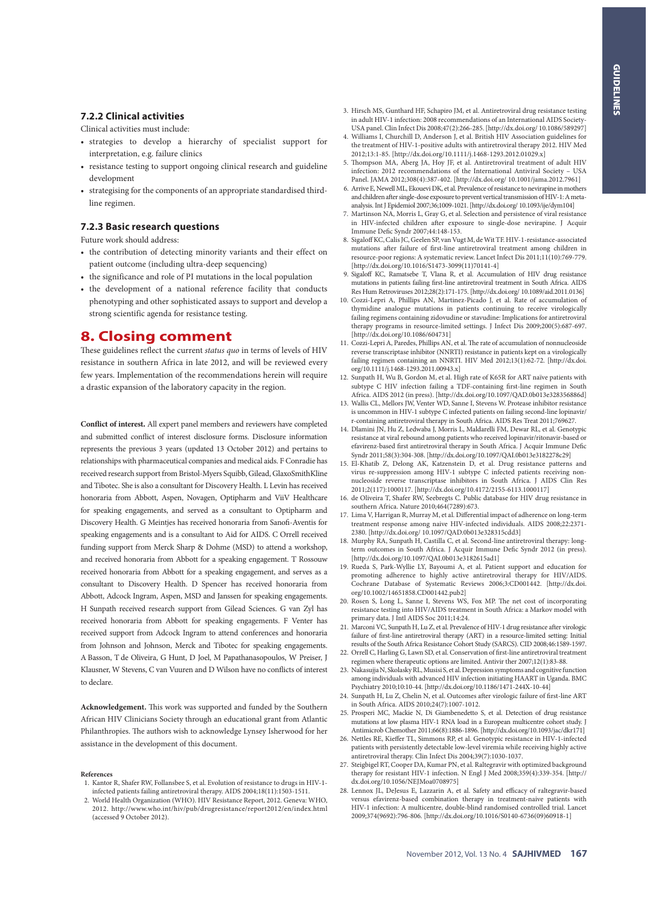### 7.2.2 Clinical activities

Clinical activities must include:

- strategies to develop a hierarchy of specialist support for interpretation, e.g. failure clinics
- resistance testing to support ongoing clinical research and guideline development
- strategising for the components of an appropriate standardised third-line regimen.

### 7.2.3 Basic research questions

Future work should address:

- the contribution of detecting minority variants and their effect on patient outcome (including ultra-deep sequencing)
- the significance and role of PI mutations in the local population
- the development of a national reference facility that conducts phenotyping and other sophisticated assays to support and develop a strong scientific agenda for resistance testing.

## 8. Closing comment

These guidelines reflect the current *status quo* in terms of levels of HIV resistance in southern Africa in late 2012, and will be reviewed every few years. Implementation of the recommendations herein will require a drastic expansion of the laboratory capacity in the region.

**Conflict of interest.** All expert panel members and reviewers have completed and submitted conflict of interest disclosure forms. Disclosure information represents the previous 3 years (updated 13 October 2012) and pertains to relationships with pharmaceutical companies and medical aids. F Conradie has received research support from Bristol-Myers Squibb, Gilead, GlaxoSmithKline and Tibotec. She is also a consultant for Discovery Health. L Levin has received honoraria from Abbott, Aspen, Novagen, Optipharm and ViiV Healthcare for speaking engagements, and served as a consultant to Optipharm and Discovery Health. G Meintjes has received honoraria from Sanofi-Aventis for speaking engagements and is a consultant to Aid for AIDS. C Orrell received funding support from Merck Sharp & Dohme (MSD) to attend a workshop, and received honoraria from Abbott for a speaking engagement. T Rossouw received honoraria from Abbott for a speaking engagement, and serves as a consultant to Discovery Health. D Spencer has received honoraria from Abbott, Adcock Ingram, Aspen, MSD and Janssen for speaking engagements. H Sunpath received research support from Gilead Sciences. G van Zyl has received honoraria from Abbott for speaking engagements. F Venter has received support from Adcock Ingram to attend conferences and honoraria from Johnson and Johnson, Merck and Tibotec for speaking engagements. A Basson, T de Oliveira, G Hunt, D Joel, M Papathanasopoulos, W Preiser, J Klausner, W Stevens, C van Vuuren and D Wilson have no conflicts of interest to declare.

**Acknowledgement.** This work was supported and funded by the Southern African HIV Clinicians Society through an educational grant from Atlantic Philanthropies. The authors wish to acknowledge Lynsey Isherwood for her assistance in the development of this document.

**References**

1. Kantor R, Shafer RW, Follansbee S, et al. Evolution of resistance to drugs in HIV-1-infected patients failing antiretroviral therapy. AIDS 2004;18(11):1503-1511.
2. World Health Organization (WHO). HIV Resistance Report, 2012. Geneva: WHO, 2012. http://www.who.int/hiv/pub/drugresistance/report2012/en/index.html (accessed 9 October 2012).
3. Hirsch MS, Gunthard HF, Schapiro JM, et al. Antiretroviral drug resistance testing in adult HIV-1 infection: 2008 recommendations of an International AIDS Society-USA panel. Clin Infect Dis 2008;47(2):266-285. [http://dx.doi.org/ 10.1086/589297]
4. Williams I, Churchill D, Anderson J, et al. British HIV Association guidelines for the treatment of HIV-1-positive adults with antiretroviral therapy 2012. HIV Med 2012;13:1-85. [http://dx.doi.org/10.1111/j.1468-1293.2012.01029.x]
5. Thompson MA, Aberg JA, Hoy JF, et al. Antiretroviral treatment of adult HIV infection: 2012 recommendations of the International Antiviral Society – USA Panel. JAMA 2012;308(4):387-402. [http://dx.doi.org/ 10.1001/jama.2012.7961]
6. Arrive E, Newell ML, Ekouevi DK, et al. Prevalence of resistance to nevirapine in mothers and children after single-dose exposure to prevent vertical transmission of HIV-1: A meta-analysis. Int J Epidemiol 2007;36;1009-1021. [http://dx.doi.org/ 10.1093/ije/dym104]
7. Martinson NA, Morris L, Gray G, et al. Selection and persistence of viral resistance in HIV-infected children after exposure to single-dose nevirapine. J Acquir Immune Defic Syndr 2007;44:148-153.
8. Sigaloff KC, Calis JC, Geelen SP, van Vugt M, de Wit TF. HIV-1-resistance-associated mutations after failure of first-line antiretroviral treatment among children in resource-poor regions: A systematic review. Lancet Infect Dis 2011;11(10):769-779. [http://dx.doi.org/10.1016/S1473-3099(11)70141-4]
9. Sigaloff KC, Ramatsebe T, Vlana R, et al. Accumulation of HIV drug resistance mutations in patients failing first-line antiretroviral treatment in South Africa. AIDS Res Hum Retroviruses 2012;28(2):171-175. [http://dx.doi.org/ 10.1089/aid.2011.0136]
10. Cozzi-Lepri A, Phillips AN, Martinez-Picado J, et al. Rate of accumulation of thymidine analogue mutations in patients continuing to receive virologically failing regimens containing zidovudine or stavudine: Implications for antiretroviral therapy programs in resource-limited settings. J Infect Dis 2009;200(5):687-697. [http://dx.doi.org/10.1086/604731]
11. Cozzi-Lepri A, Paredes, Phillips AN, et al. The rate of accumulation of nonnucleoside reverse transcriptase inhibitor (NNRTI) resistance in patients kept on a virologically failing regimen containing an NNRTI. HIV Med 2012;13(1):62-72. [http://dx.doi.org/10.1111/j.1468-1293.2011.00943.x]
12. Sunpath H, Wu B, Gordon M, et al. High rate of K65R for ART naïve patients with subtype C HIV infection failing a TDF-containing first-line regimen in South Africa. AIDS 2012 (in press). [http://dx.doi.org/10.1097/QAD.0b013e328356886d]
13. Wallis CL, Mellors JW, Venter WD, Sanne I, Stevens W. Protease inhibitor resistance is uncommon in HIV-1 subtype C infected patients on failing second-line lopinavir/r-containing antiretroviral therapy in South Africa. AIDS Res Treat 2011;769627.
14. Dlamini JN, Hu Z, Ledwaba J, Morris L, Maldarelli FM, Dewar RL, et al. Genotypic resistance at viral rebound among patients who received lopinavir/ritonavir-based or efavirenz-based first antiretroviral therapy in South Africa. J Acquir Immune Defic Syndr 2011;58(3):304-308. [http://dx.doi.org/10.1097/QAI.0b013e3182278c29]
15. El-Khatib Z, Delong AK, Katzenstein D, et al. Drug resistance patterns and virus re-suppression among HIV-1 subtype C infected patients receiving non-nucleoside reverse transcriptase inhibitors in South Africa. J AIDS Clin Res 2011;2(117):1000117. [http://dx.doi.org/10.4172/2155-6113.1000117]
16. de Oliveira T, Shafer RW, Seebregts C. Public database for HIV drug resistance in southern Africa. Nature 2010;464(7289):673.
17. Lima V, Harrigan R, Murray M, et al. Differential impact of adherence on long-term treatment response among naive HIV-infected individuals. AIDS 2008;22:2371-2380. [http://dx.doi.org/ 10.1097/QAD.0b013e328315cdd3]
18. Murphy RA, Sunpath H, Castilla C, et al. Second-line antiretroviral therapy: long-term outcomes in South Africa. J Acquir Immune Defic Syndr 2012 (in press). [http://dx.doi.org/10.1097/QAI.0b013e3182615ad1]
19. Rueda S, Park-Wyllie LY, Bayoumi A, et al. Patient support and education for promoting adherence to highly active antiretroviral therapy for HIV/AIDS. Cochrane Database of Systematic Reviews 2006;3:CD001442. [http://dx.doi.org/10.1002/14651858.CD001442.pub2]
20. Rosen S, Long L, Sanne I, Stevens WS, Fox MP. The net cost of incorporating resistance testing into HIV/AIDS treatment in South Africa: a Markov model with primary data. J Intl AIDS Soc 2011;14:24.
21. Marconi VC, Sunpath H, Lu Z, et al. Prevalence of HIV-1 drug resistance after virologic failure of first-line antiretroviral therapy (ART) in a resource-limited setting: Initial results of the South Africa Resistance Cohort Study (SARCS). CID 2008;46:1589-1597.
22. Orrell C, Harling G, Lawn SD, et al. Conservation of first-line antiretroviral treatment regimen where therapeutic options are limited. Antivir ther 2007;12(1):83-88.
23. Nakasujja N, Skolasky RL, Musisi S, et al. Depression symptoms and cognitive function among individuals with advanced HIV infection initiating HAART in Uganda. BMC Psychiatry 2010;10:10-44. [http://dx.doi.org/10.1186/1471-244X-10-44]
24. Sunpath H, Lu Z, Chelin N, et al. Outcomes after virologic failure of first-line ART in South Africa. AIDS 2010;24(7):1007-1012.
25. Prosperi MC, Mackie N, Di Giambenedetto S, et al. Detection of drug resistance mutations at low plasma HIV-1 RNA load in a European multicentre cohort study. J Antimicrob Chemother 2011;66(8):1886-1896. [http://dx.doi.org/10.1093/jac/dkr171]
26. Nettles RE, Kieffer TL, Simmons RP, et al. Genotypic resistance in HIV-1-infected patients with persistently detectable low-level viremia while receiving highly active antiretroviral therapy. Clin Infect Dis 2004;39(7):1030-1037.
27. Steigbigel RT, Cooper DA, Kumar PN, et al. Raltegravir with optimized background therapy for resistant HIV-1 infection. N Engl J Med 2008;359(4):339-354. [http://dx.doi.org/10.1056/NEJMoa0708975]
28. Lennox JL, DeJesus E, Lazzarin A, et al. Safety and efficacy of raltegravir-based versus efavirenz-based combination therapy in treatment-naive patients with HIV-1 infection: A multicentre, double-blind randomised controlled trial. Lancet 2009;374(9692):796-806. [http://dx.doi.org/10.1016/S0140-6736(09)60918-1]